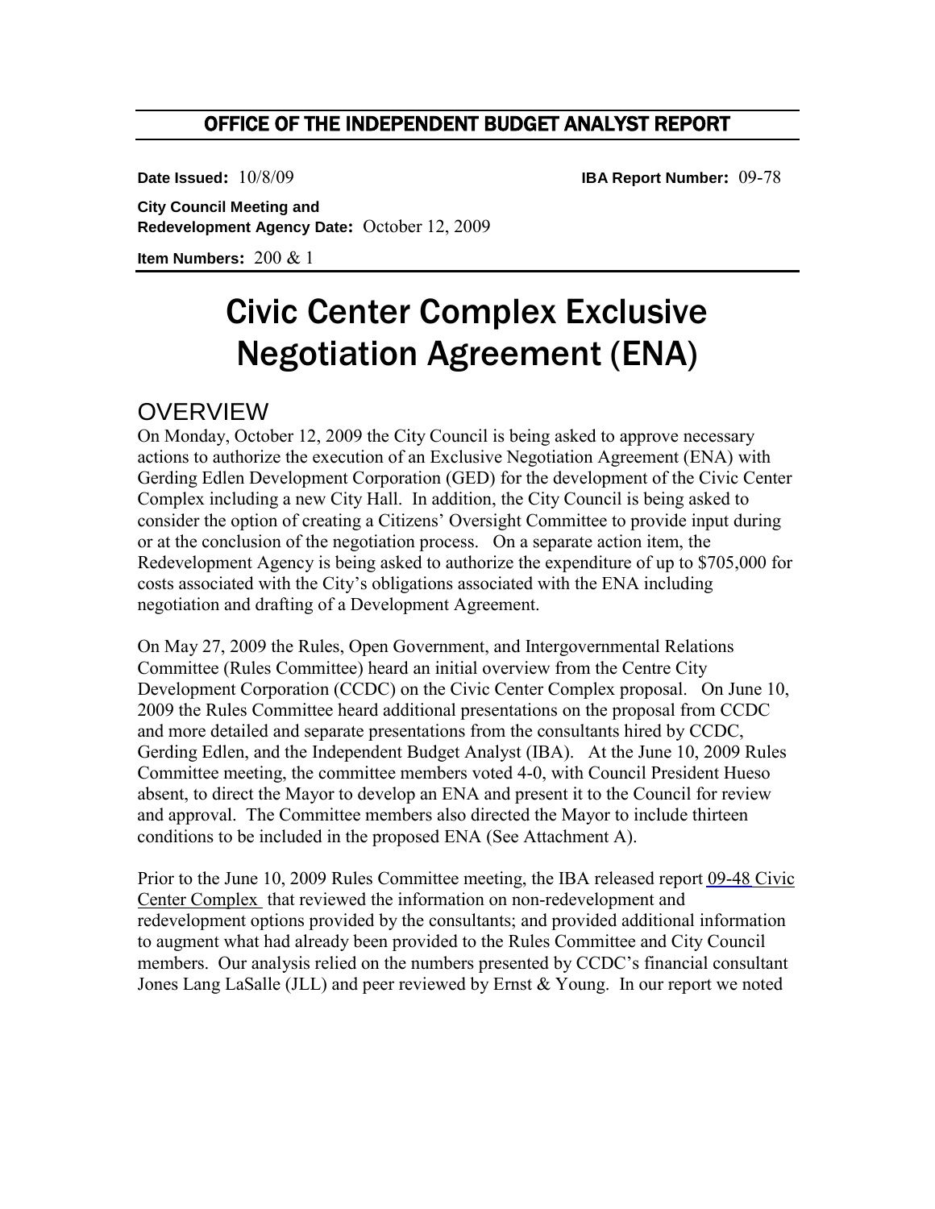# OFFICE OF THE INDEPENDENT BUDGET ANALYST REPORT

**Date Issued:** 10/8/09 **IBA Report Number:** 09-78

**City Council Meeting and Redevelopment Agency Date:** October 12, 2009

**Item Numbers:** 200 & 1

# Civic Center Complex Exclusive Negotiation Agreement (ENA)

## OVERVIEW

On Monday, October 12, 2009 the City Council is being asked to approve necessary actions to authorize the execution of an Exclusive Negotiation Agreement (ENA) with Gerding Edlen Development Corporation (GED) for the development of the Civic Center Complex including a new City Hall. In addition, the City Council is being asked to consider the option of creating a Citizens' Oversight Committee to provide input during or at the conclusion of the negotiation process. On a separate action item, the Redevelopment Agency is being asked to authorize the expenditure of up to $705,000 for costs associated with the City's obligations associated with the ENA including negotiation and drafting of a Development Agreement.

On May 27, 2009 the Rules, Open Government, and Intergovernmental Relations Committee (Rules Committee) heard an initial overview from the Centre City Development Corporation (CCDC) on the Civic Center Complex proposal. On June 10, 2009 the Rules Committee heard additional presentations on the proposal from CCDC and more detailed and separate presentations from the consultants hired by CCDC, Gerding Edlen, and the Independent Budget Analyst (IBA). At the June 10, 2009 Rules Committee meeting, the committee members voted 4-0, with Council President Hueso absent, to direct the Mayor to develop an ENA and present it to the Council for review and approval. The Committee members also directed the Mayor to include thirteen conditions to be included in the proposed ENA (See Attachment A).

Prior to the June 10, 2009 Rules Committee meeting, the IBA released report 09-48 Civic Center Complex that reviewed the information on non-redevelopment and redevelopment options provided by the consultants; and provided additional information to augment what had already been provided to the Rules Committee and City Council members. Our analysis relied on the numbers presented by CCDC's financial consultant Jones Lang LaSalle (JLL) and peer reviewed by Ernst & Young. In our report we noted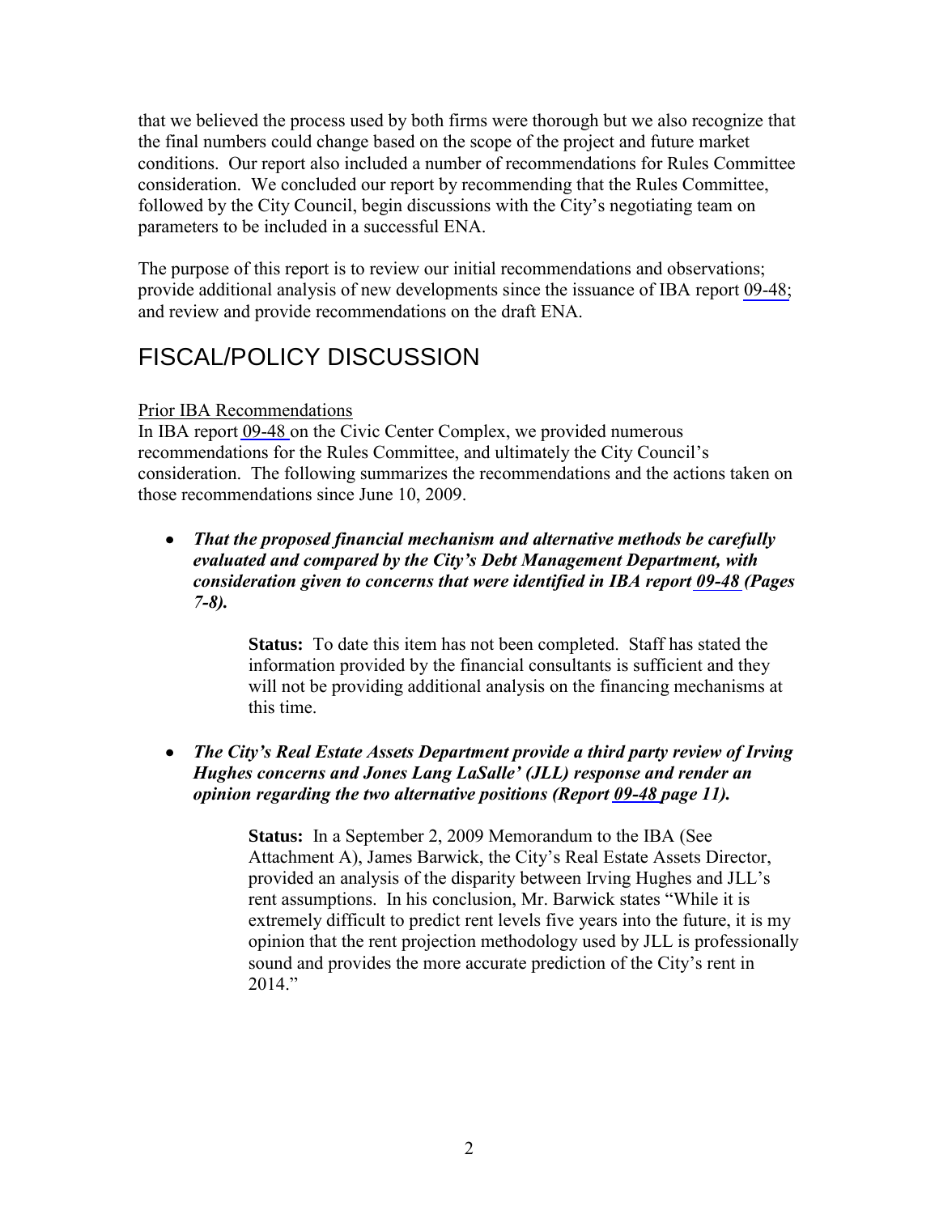that we believed the process used by both firms were thorough but we also recognize that the final numbers could change based on the scope of the project and future market conditions. Our report also included a number of recommendations for Rules Committee consideration. We concluded our report by recommending that the Rules Committee, followed by the City Council, begin discussions with the City's negotiating team on parameters to be included in a successful ENA.

The purpose of this report is to review our initial recommendations and observations; provide additional analysis of new developments since the issuance of IBA report 09-48; and review and provide recommendations on the draft ENA.

## FISCAL/POLICY DISCUSSION

Prior IBA Recommendations

In IBA report 09-48 on the Civic Center Complex, we provided numerous recommendations for the Rules Committee, and ultimately the City Council's consideration. The following summarizes the recommendations and the actions taken on those recommendations since June 10, 2009.

- ***That the proposed financial mechanism and alternative methods be carefully evaluated and compared by the City's Debt Management Department, with consideration given to concerns that were identified in IBA report 09-48 (Pages 7-8).***

  **Status:** To date this item has not been completed. Staff has stated the information provided by the financial consultants is sufficient and they will not be providing additional analysis on the financing mechanisms at this time.

- ***The City's Real Estate Assets Department provide a third party review of Irving Hughes concerns and Jones Lang LaSalle' (JLL) response and render an opinion regarding the two alternative positions (Report 09-48 page 11).***

  **Status:** In a September 2, 2009 Memorandum to the IBA (See Attachment A), James Barwick, the City's Real Estate Assets Director, provided an analysis of the disparity between Irving Hughes and JLL's rent assumptions. In his conclusion, Mr. Barwick states "While it is extremely difficult to predict rent levels five years into the future, it is my opinion that the rent projection methodology used by JLL is professionally sound and provides the more accurate prediction of the City's rent in 2014."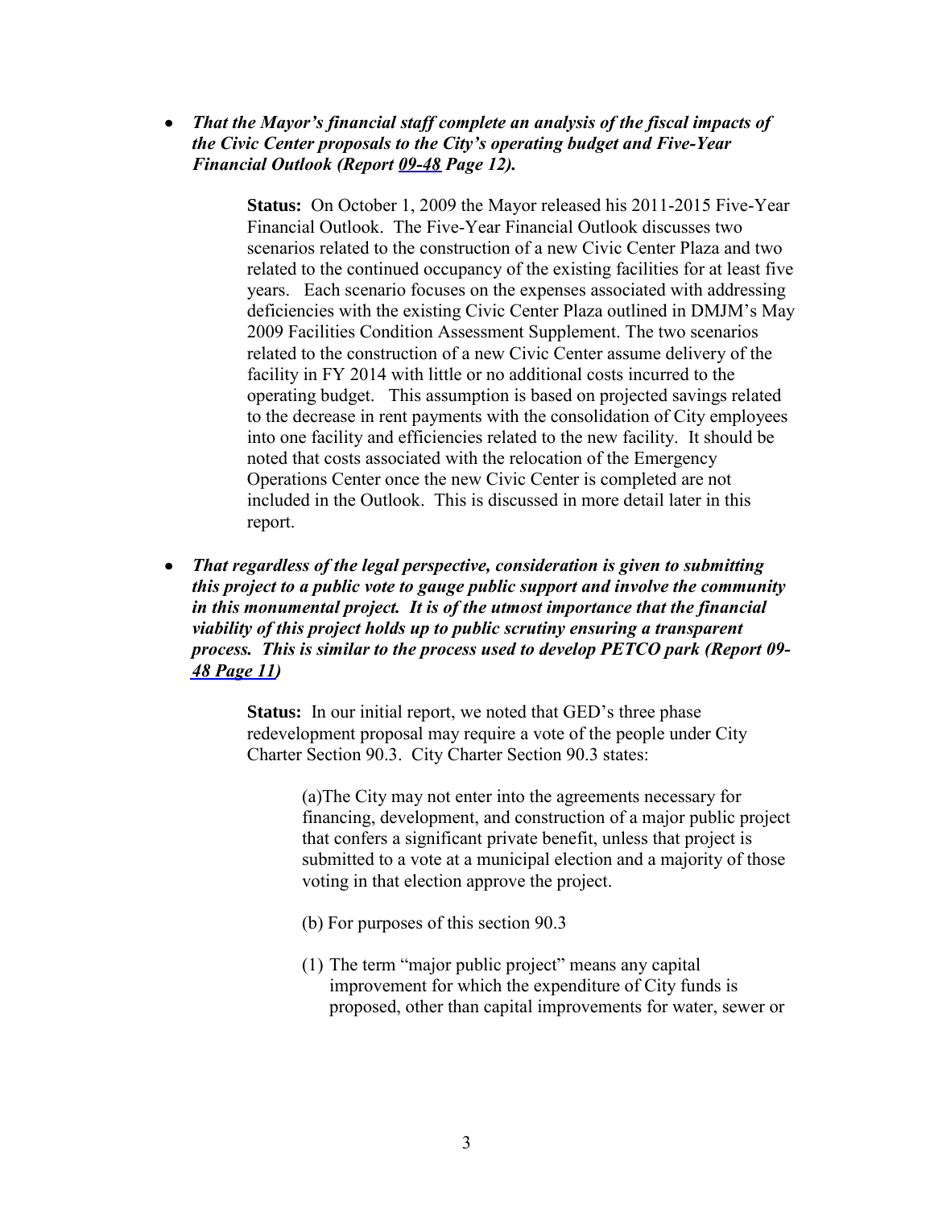- ***That the Mayor's financial staff complete an analysis of the fiscal impacts of the Civic Center proposals to the City's operating budget and Five-Year Financial Outlook (Report [09-48](#) Page 12).***

  **Status:** On October 1, 2009 the Mayor released his 2011-2015 Five-Year Financial Outlook. The Five-Year Financial Outlook discusses two scenarios related to the construction of a new Civic Center Plaza and two related to the continued occupancy of the existing facilities for at least five years. Each scenario focuses on the expenses associated with addressing deficiencies with the existing Civic Center Plaza outlined in DMJM's May 2009 Facilities Condition Assessment Supplement. The two scenarios related to the construction of a new Civic Center assume delivery of the facility in FY 2014 with little or no additional costs incurred to the operating budget. This assumption is based on projected savings related to the decrease in rent payments with the consolidation of City employees into one facility and efficiencies related to the new facility. It should be noted that costs associated with the relocation of the Emergency Operations Center once the new Civic Center is completed are not included in the Outlook. This is discussed in more detail later in this report.

- ***That regardless of the legal perspective, consideration is given to submitting this project to a public vote to gauge public support and involve the community in this monumental project. It is of the utmost importance that the financial viability of this project holds up to public scrutiny ensuring a transparent process. This is similar to the process used to develop PETCO park (Report [09-48 Page 11](#))***

  **Status:** In our initial report, we noted that GED's three phase redevelopment proposal may require a vote of the people under City Charter Section 90.3. City Charter Section 90.3 states:

  > (a)The City may not enter into the agreements necessary for financing, development, and construction of a major public project that confers a significant private benefit, unless that project is submitted to a vote at a municipal election and a majority of those voting in that election approve the project.
  >
  > (b) For purposes of this section 90.3
  >
  > (1) The term "major public project" means any capital improvement for which the expenditure of City funds is proposed, other than capital improvements for water, sewer or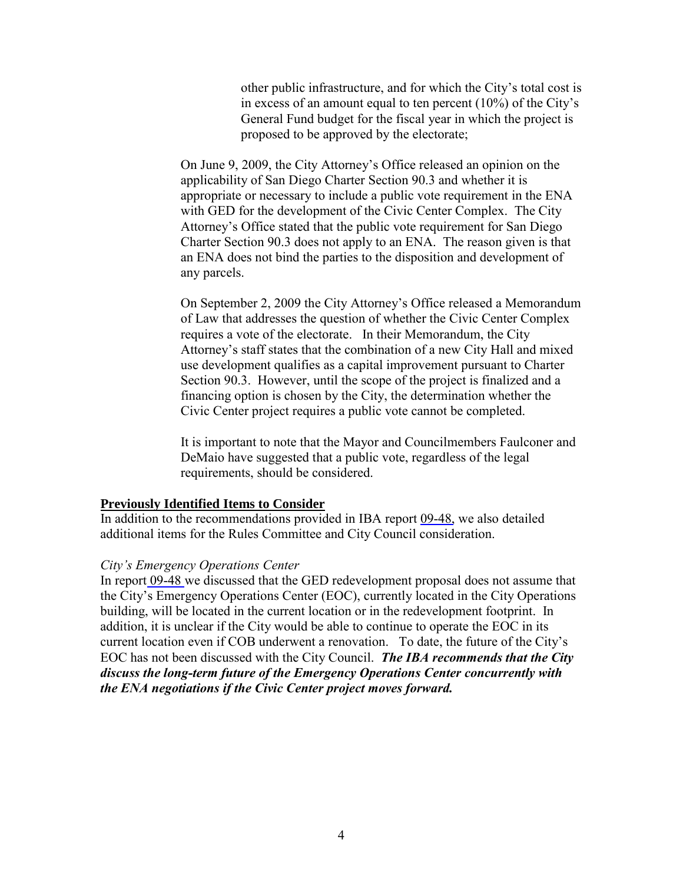> other public infrastructure, and for which the City's total cost is in excess of an amount equal to ten percent (10%) of the City's General Fund budget for the fiscal year in which the project is proposed to be approved by the electorate;

On June 9, 2009, the City Attorney's Office released an opinion on the applicability of San Diego Charter Section 90.3 and whether it is appropriate or necessary to include a public vote requirement in the ENA with GED for the development of the Civic Center Complex. The City Attorney's Office stated that the public vote requirement for San Diego Charter Section 90.3 does not apply to an ENA. The reason given is that an ENA does not bind the parties to the disposition and development of any parcels.

On September 2, 2009 the City Attorney's Office released a Memorandum of Law that addresses the question of whether the Civic Center Complex requires a vote of the electorate. In their Memorandum, the City Attorney's staff states that the combination of a new City Hall and mixed use development qualifies as a capital improvement pursuant to Charter Section 90.3. However, until the scope of the project is finalized and a financing option is chosen by the City, the determination whether the Civic Center project requires a public vote cannot be completed.

It is important to note that the Mayor and Councilmembers Faulconer and DeMaio have suggested that a public vote, regardless of the legal requirements, should be considered.

**Previously Identified Items to Consider**

In addition to the recommendations provided in IBA report 09-48, we also detailed additional items for the Rules Committee and City Council consideration.

*City's Emergency Operations Center*

In report 09-48 we discussed that the GED redevelopment proposal does not assume that the City's Emergency Operations Center (EOC), currently located in the City Operations building, will be located in the current location or in the redevelopment footprint. In addition, it is unclear if the City would be able to continue to operate the EOC in its current location even if COB underwent a renovation. To date, the future of the City's EOC has not been discussed with the City Council. ***The IBA recommends that the City discuss the long-term future of the Emergency Operations Center concurrently with the ENA negotiations if the Civic Center project moves forward.***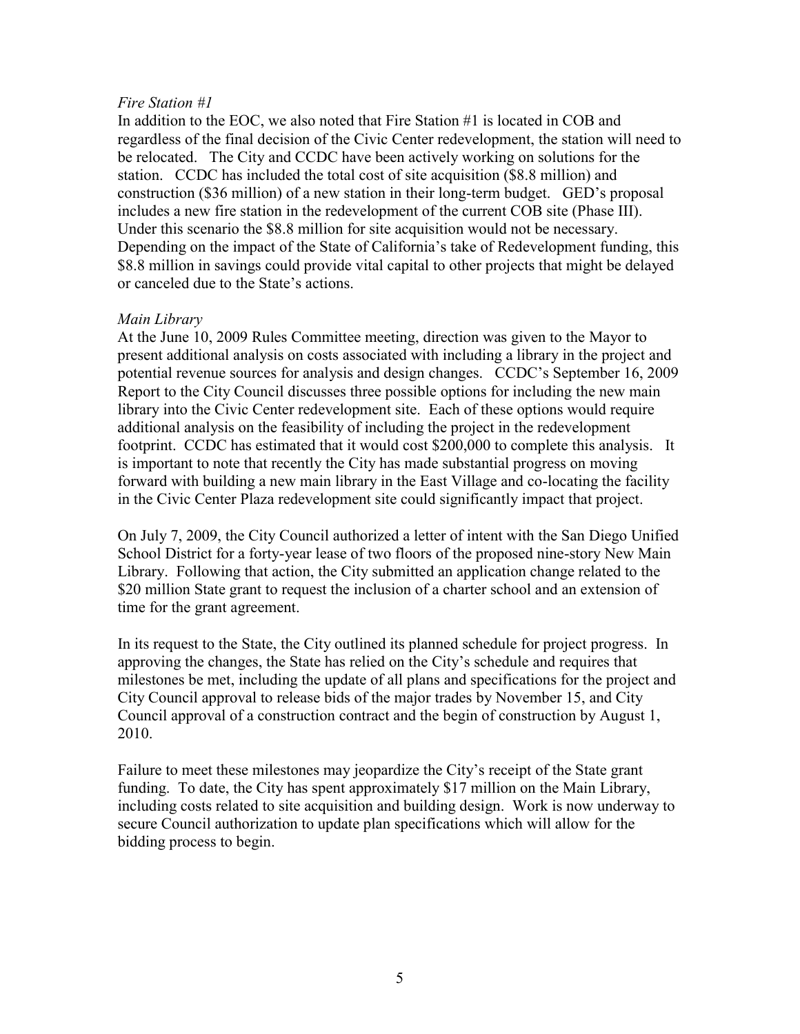*Fire Station #1*

In addition to the EOC, we also noted that Fire Station #1 is located in COB and regardless of the final decision of the Civic Center redevelopment, the station will need to be relocated. The City and CCDC have been actively working on solutions for the station. CCDC has included the total cost of site acquisition ($8.8 million) and construction ($36 million) of a new station in their long-term budget. GED's proposal includes a new fire station in the redevelopment of the current COB site (Phase III). Under this scenario the $8.8 million for site acquisition would not be necessary. Depending on the impact of the State of California's take of Redevelopment funding, this $8.8 million in savings could provide vital capital to other projects that might be delayed or canceled due to the State's actions.

*Main Library*

At the June 10, 2009 Rules Committee meeting, direction was given to the Mayor to present additional analysis on costs associated with including a library in the project and potential revenue sources for analysis and design changes. CCDC's September 16, 2009 Report to the City Council discusses three possible options for including the new main library into the Civic Center redevelopment site. Each of these options would require additional analysis on the feasibility of including the project in the redevelopment footprint. CCDC has estimated that it would cost $200,000 to complete this analysis. It is important to note that recently the City has made substantial progress on moving forward with building a new main library in the East Village and co-locating the facility in the Civic Center Plaza redevelopment site could significantly impact that project.

On July 7, 2009, the City Council authorized a letter of intent with the San Diego Unified School District for a forty-year lease of two floors of the proposed nine-story New Main Library. Following that action, the City submitted an application change related to the $20 million State grant to request the inclusion of a charter school and an extension of time for the grant agreement.

In its request to the State, the City outlined its planned schedule for project progress. In approving the changes, the State has relied on the City's schedule and requires that milestones be met, including the update of all plans and specifications for the project and City Council approval to release bids of the major trades by November 15, and City Council approval of a construction contract and the begin of construction by August 1, 2010.

Failure to meet these milestones may jeopardize the City's receipt of the State grant funding. To date, the City has spent approximately $17 million on the Main Library, including costs related to site acquisition and building design. Work is now underway to secure Council authorization to update plan specifications which will allow for the bidding process to begin.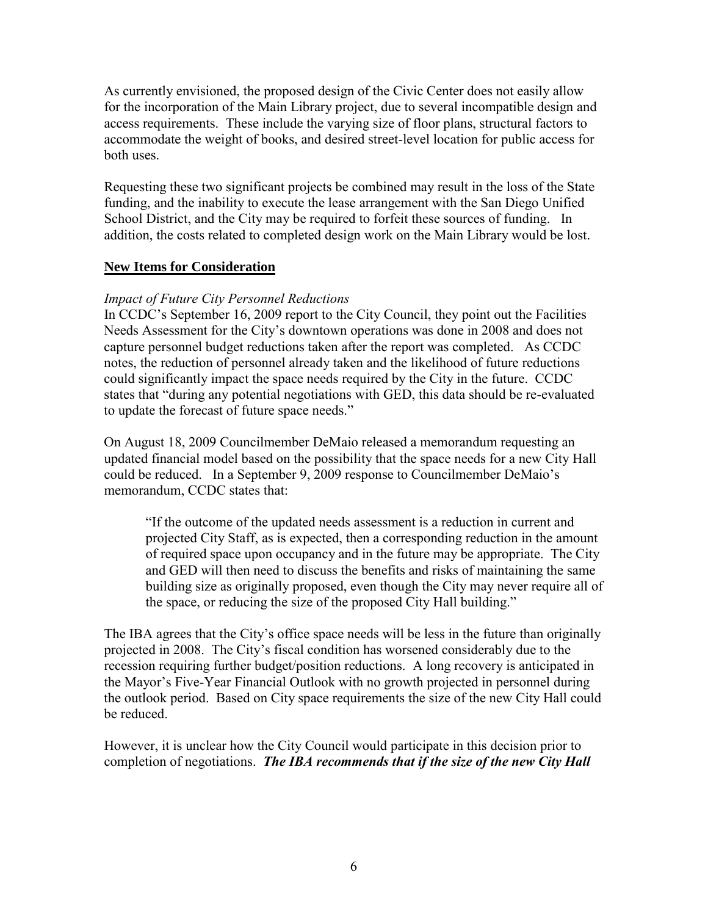As currently envisioned, the proposed design of the Civic Center does not easily allow for the incorporation of the Main Library project, due to several incompatible design and access requirements. These include the varying size of floor plans, structural factors to accommodate the weight of books, and desired street-level location for public access for both uses.

Requesting these two significant projects be combined may result in the loss of the State funding, and the inability to execute the lease arrangement with the San Diego Unified School District, and the City may be required to forfeit these sources of funding. In addition, the costs related to completed design work on the Main Library would be lost.

## **New Items for Consideration**

*Impact of Future City Personnel Reductions*

In CCDC's September 16, 2009 report to the City Council, they point out the Facilities Needs Assessment for the City's downtown operations was done in 2008 and does not capture personnel budget reductions taken after the report was completed. As CCDC notes, the reduction of personnel already taken and the likelihood of future reductions could significantly impact the space needs required by the City in the future. CCDC states that "during any potential negotiations with GED, this data should be re-evaluated to update the forecast of future space needs."

On August 18, 2009 Councilmember DeMaio released a memorandum requesting an updated financial model based on the possibility that the space needs for a new City Hall could be reduced. In a September 9, 2009 response to Councilmember DeMaio's memorandum, CCDC states that:

> "If the outcome of the updated needs assessment is a reduction in current and projected City Staff, as is expected, then a corresponding reduction in the amount of required space upon occupancy and in the future may be appropriate. The City and GED will then need to discuss the benefits and risks of maintaining the same building size as originally proposed, even though the City may never require all of the space, or reducing the size of the proposed City Hall building."

The IBA agrees that the City's office space needs will be less in the future than originally projected in 2008. The City's fiscal condition has worsened considerably due to the recession requiring further budget/position reductions. A long recovery is anticipated in the Mayor's Five-Year Financial Outlook with no growth projected in personnel during the outlook period. Based on City space requirements the size of the new City Hall could be reduced.

However, it is unclear how the City Council would participate in this decision prior to completion of negotiations. ***The IBA recommends that if the size of the new City Hall***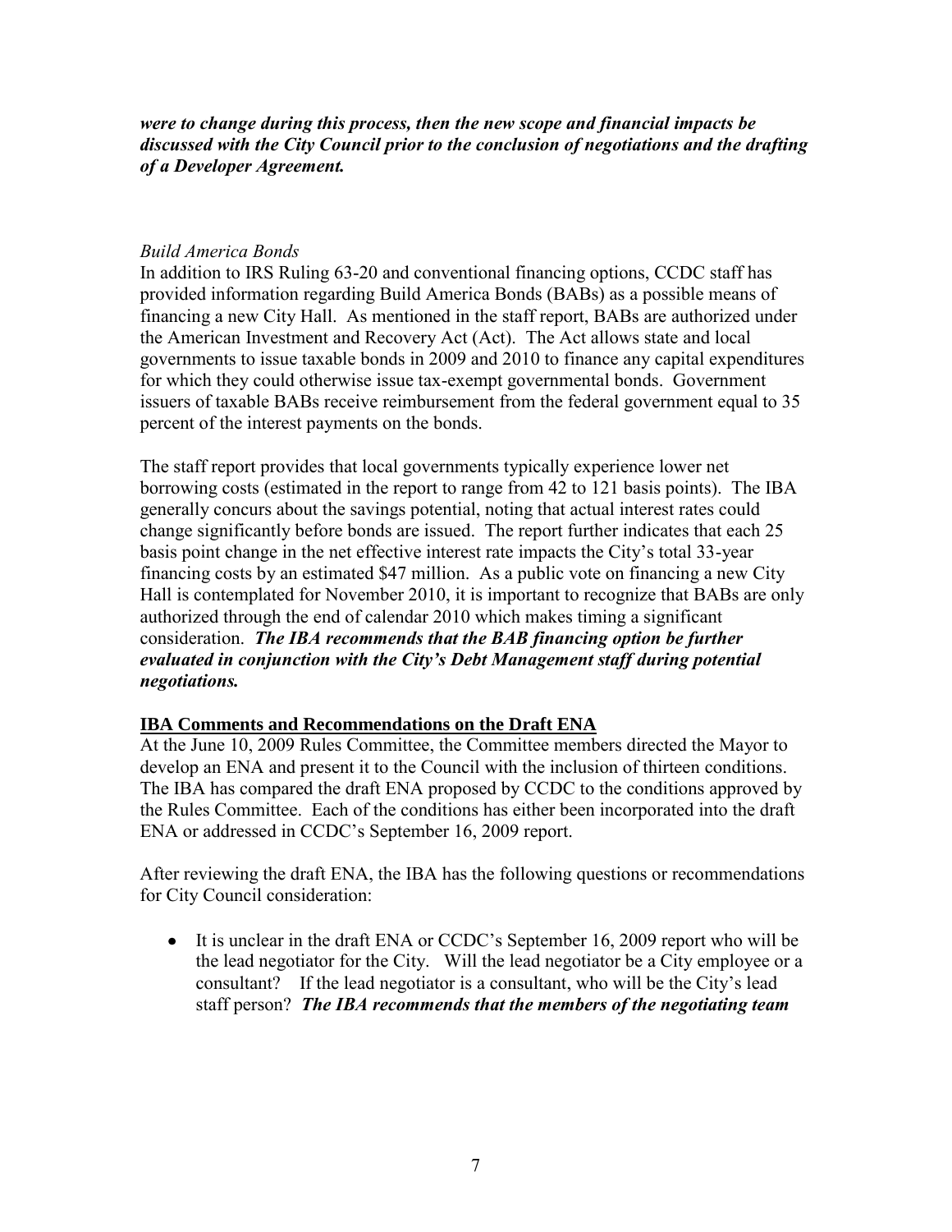***were to change during this process, then the new scope and financial impacts be discussed with the City Council prior to the conclusion of negotiations and the drafting of a Developer Agreement.***

*Build America Bonds*

In addition to IRS Ruling 63-20 and conventional financing options, CCDC staff has provided information regarding Build America Bonds (BABs) as a possible means of financing a new City Hall. As mentioned in the staff report, BABs are authorized under the American Investment and Recovery Act (Act). The Act allows state and local governments to issue taxable bonds in 2009 and 2010 to finance any capital expenditures for which they could otherwise issue tax-exempt governmental bonds. Government issuers of taxable BABs receive reimbursement from the federal government equal to 35 percent of the interest payments on the bonds.

The staff report provides that local governments typically experience lower net borrowing costs (estimated in the report to range from 42 to 121 basis points). The IBA generally concurs about the savings potential, noting that actual interest rates could change significantly before bonds are issued. The report further indicates that each 25 basis point change in the net effective interest rate impacts the City's total 33-year financing costs by an estimated $47 million. As a public vote on financing a new City Hall is contemplated for November 2010, it is important to recognize that BABs are only authorized through the end of calendar 2010 which makes timing a significant consideration. ***The IBA recommends that the BAB financing option be further evaluated in conjunction with the City's Debt Management staff during potential negotiations.***

## IBA Comments and Recommendations on the Draft ENA

At the June 10, 2009 Rules Committee, the Committee members directed the Mayor to develop an ENA and present it to the Council with the inclusion of thirteen conditions. The IBA has compared the draft ENA proposed by CCDC to the conditions approved by the Rules Committee. Each of the conditions has either been incorporated into the draft ENA or addressed in CCDC's September 16, 2009 report.

After reviewing the draft ENA, the IBA has the following questions or recommendations for City Council consideration:

- It is unclear in the draft ENA or CCDC's September 16, 2009 report who will be the lead negotiator for the City. Will the lead negotiator be a City employee or a consultant? If the lead negotiator is a consultant, who will be the City's lead staff person? ***The IBA recommends that the members of the negotiating team***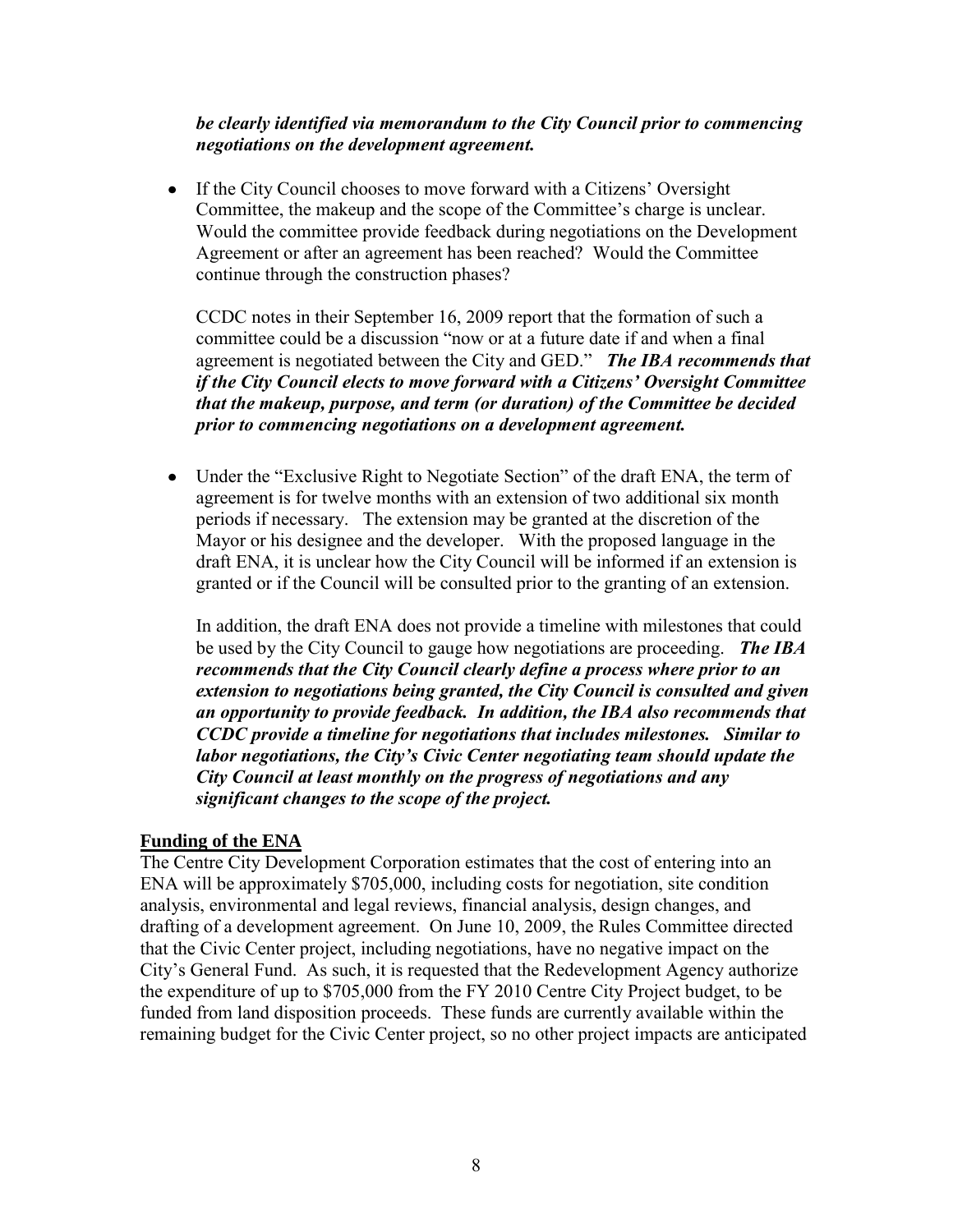***be clearly identified via memorandum to the City Council prior to commencing negotiations on the development agreement.***

- If the City Council chooses to move forward with a Citizens' Oversight Committee, the makeup and the scope of the Committee's charge is unclear. Would the committee provide feedback during negotiations on the Development Agreement or after an agreement has been reached? Would the Committee continue through the construction phases?

  CCDC notes in their September 16, 2009 report that the formation of such a committee could be a discussion "now or at a future date if and when a final agreement is negotiated between the City and GED." ***The IBA recommends that if the City Council elects to move forward with a Citizens' Oversight Committee that the makeup, purpose, and term (or duration) of the Committee be decided prior to commencing negotiations on a development agreement.***

- Under the "Exclusive Right to Negotiate Section" of the draft ENA, the term of agreement is for twelve months with an extension of two additional six month periods if necessary. The extension may be granted at the discretion of the Mayor or his designee and the developer. With the proposed language in the draft ENA, it is unclear how the City Council will be informed if an extension is granted or if the Council will be consulted prior to the granting of an extension.

  In addition, the draft ENA does not provide a timeline with milestones that could be used by the City Council to gauge how negotiations are proceeding. ***The IBA recommends that the City Council clearly define a process where prior to an extension to negotiations being granted, the City Council is consulted and given an opportunity to provide feedback. In addition, the IBA also recommends that CCDC provide a timeline for negotiations that includes milestones. Similar to labor negotiations, the City's Civic Center negotiating team should update the City Council at least monthly on the progress of negotiations and any significant changes to the scope of the project.***

## Funding of the ENA

The Centre City Development Corporation estimates that the cost of entering into an ENA will be approximately $705,000, including costs for negotiation, site condition analysis, environmental and legal reviews, financial analysis, design changes, and drafting of a development agreement. On June 10, 2009, the Rules Committee directed that the Civic Center project, including negotiations, have no negative impact on the City's General Fund. As such, it is requested that the Redevelopment Agency authorize the expenditure of up to $705,000 from the FY 2010 Centre City Project budget, to be funded from land disposition proceeds. These funds are currently available within the remaining budget for the Civic Center project, so no other project impacts are anticipated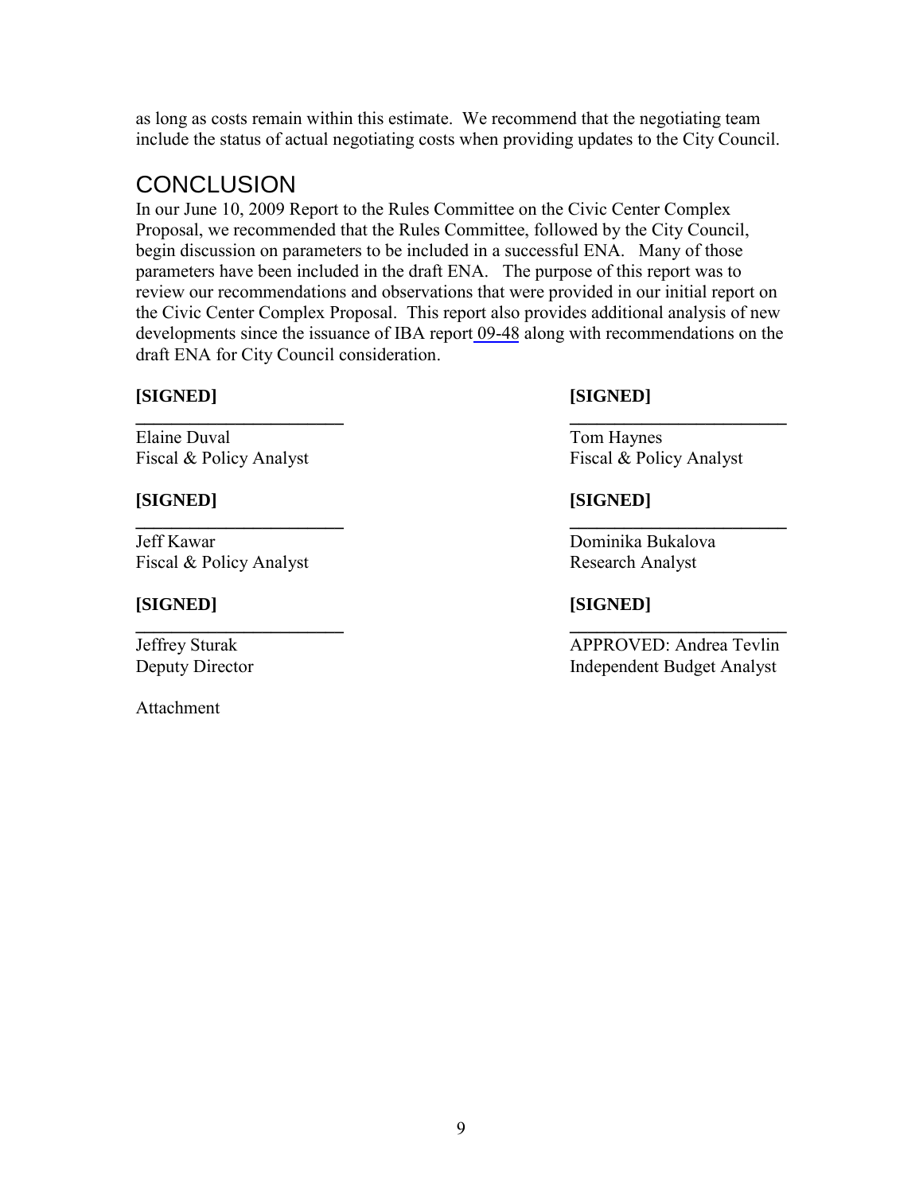as long as costs remain within this estimate. We recommend that the negotiating team include the status of actual negotiating costs when providing updates to the City Council.

# CONCLUSION

In our June 10, 2009 Report to the Rules Committee on the Civic Center Complex Proposal, we recommended that the Rules Committee, followed by the City Council, begin discussion on parameters to be included in a successful ENA. Many of those parameters have been included in the draft ENA. The purpose of this report was to review our recommendations and observations that were provided in our initial report on the Civic Center Complex Proposal. This report also provides additional analysis of new developments since the issuance of IBA report 09-48 along with recommendations on the draft ENA for City Council consideration.

**[SIGNED]**
Elaine Duval
Fiscal & Policy Analyst

**[SIGNED]**
Tom Haynes
Fiscal & Policy Analyst

**[SIGNED]**
Jeff Kawar
Fiscal & Policy Analyst

**[SIGNED]**
Dominika Bukalova
Research Analyst

**[SIGNED]**
Jeffrey Sturak
Deputy Director

**[SIGNED]**
APPROVED: Andrea Tevlin
Independent Budget Analyst

Attachment